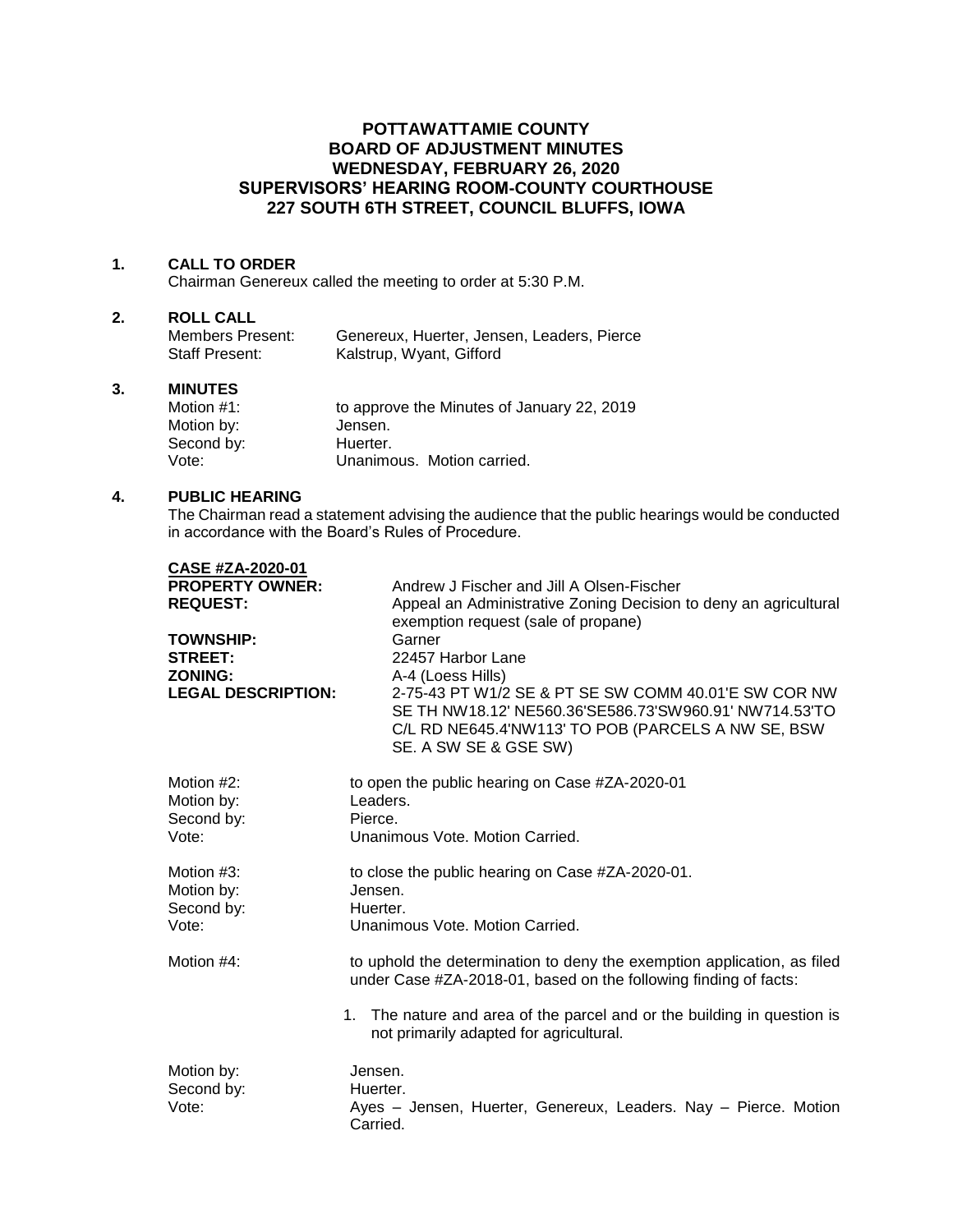# POTTAWATTAMIE COUNTY BOARD OF ADJUSTMENT MINUTES WEDNESDAY, FEBRUARY 26, 2020 SUPERVISORS' HEARING ROOM-COUNTY COURTHOUSE 227 SOUTH 6TH STREET, COUNCIL BLUFFS, IOWA

## 1. CALL TO ORDER

Chairman Genereux called the meeting to order at 5:30 P.M.

## 2. ROLL CALL

Members Present: Genereux, Huerter, Jensen, Leaders, Pierce
Staff Present: Kalstrup, Wyant, Gifford

## 3. MINUTES

Motion #1: to approve the Minutes of January 22, 2019
Motion by: Jensen.
Second by: Huerter.
Vote: Unanimous. Motion carried.

## 4. PUBLIC HEARING

The Chairman read a statement advising the audience that the public hearings would be conducted in accordance with the Board's Rules of Procedure.

**CASE #ZA-2020-01**

**PROPERTY OWNER:** Andrew J Fischer and Jill A Olsen-Fischer
**REQUEST:** Appeal an Administrative Zoning Decision to deny an agricultural exemption request (sale of propane)
**TOWNSHIP:** Garner
**STREET:** 22457 Harbor Lane
**ZONING:** A-4 (Loess Hills)
**LEGAL DESCRIPTION:** 2-75-43 PT W1/2 SE & PT SE SW COMM 40.01'E SW COR NW SE TH NW18.12' NE560.36'SE586.73'SW960.91' NW714.53'TO C/L RD NE645.4'NW113' TO POB (PARCELS A NW SE, BSW SE. A SW SE & GSE SW)

Motion #2: to open the public hearing on Case #ZA-2020-01
Motion by: Leaders.
Second by: Pierce.
Vote: Unanimous Vote. Motion Carried.

Motion #3: to close the public hearing on Case #ZA-2020-01.
Motion by: Jensen.
Second by: Huerter.
Vote: Unanimous Vote. Motion Carried.

Motion #4: to uphold the determination to deny the exemption application, as filed under Case #ZA-2018-01, based on the following finding of facts:

1. The nature and area of the parcel and or the building in question is not primarily adapted for agricultural.

Motion by: Jensen.
Second by: Huerter.
Vote: Ayes – Jensen, Huerter, Genereux, Leaders. Nay – Pierce. Motion Carried.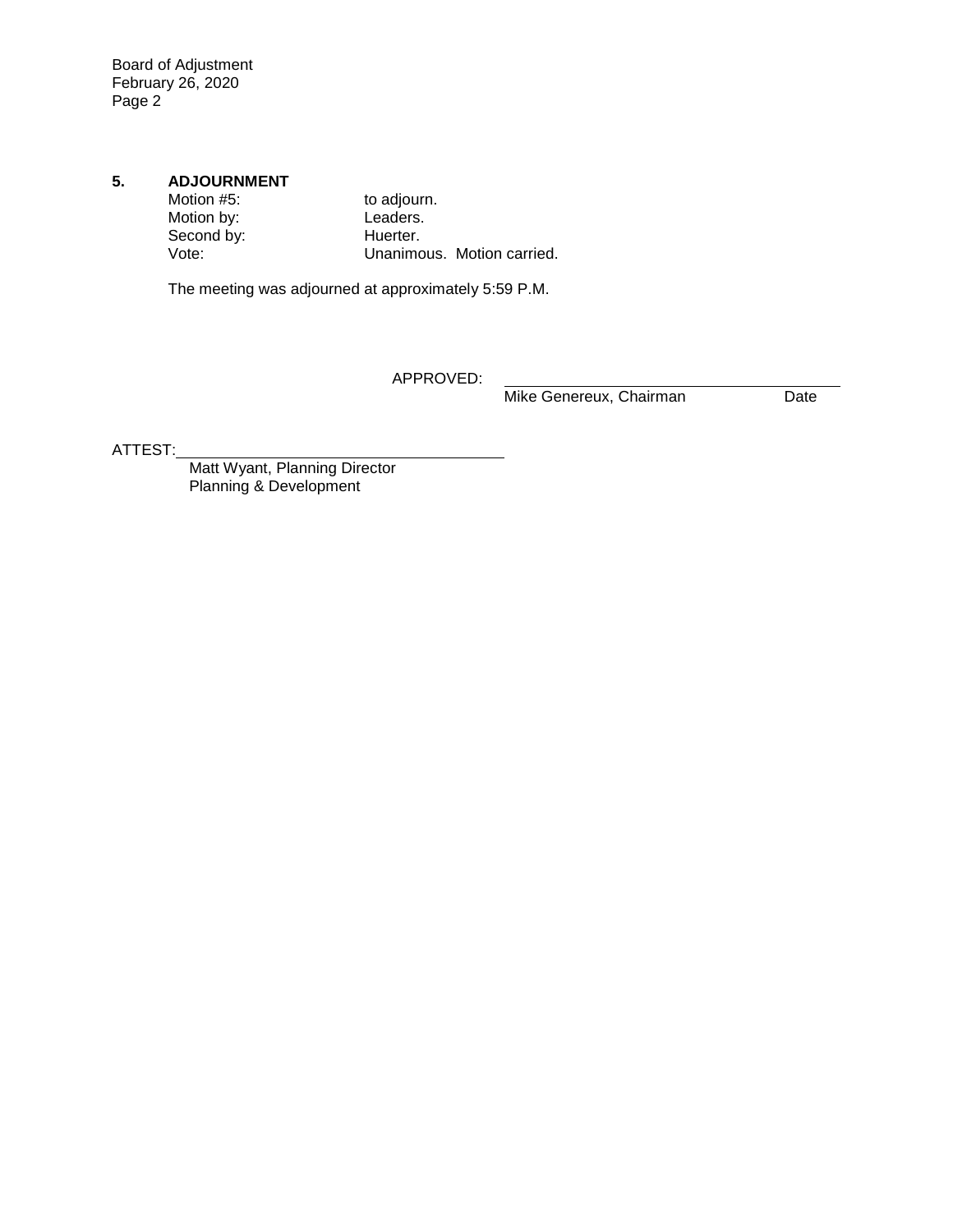## 5. ADJOURNMENT

| | |
|---|---|
| Motion #5: | to adjourn. |
| Motion by: | Leaders. |
| Second by: | Huerter. |
| Vote: | Unanimous. Motion carried. |

The meeting was adjourned at approximately 5:59 P.M.

APPROVED: ______________________________

Mike Genereux, Chairman Date

ATTEST: ______________________________

Matt Wyant, Planning Director
Planning & Development